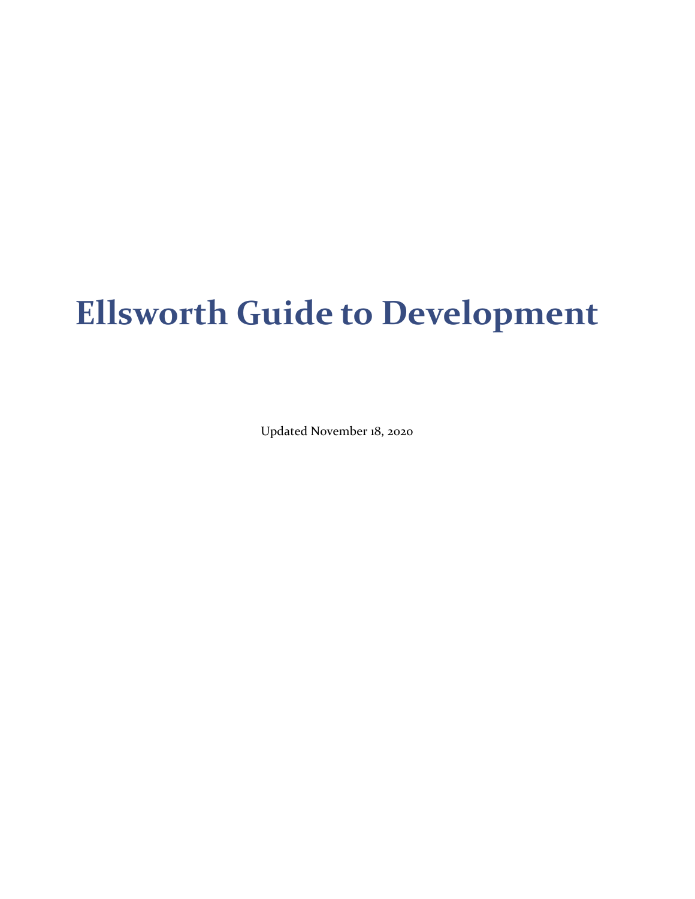# Ellsworth Guide to Development

Updated November 18, 2020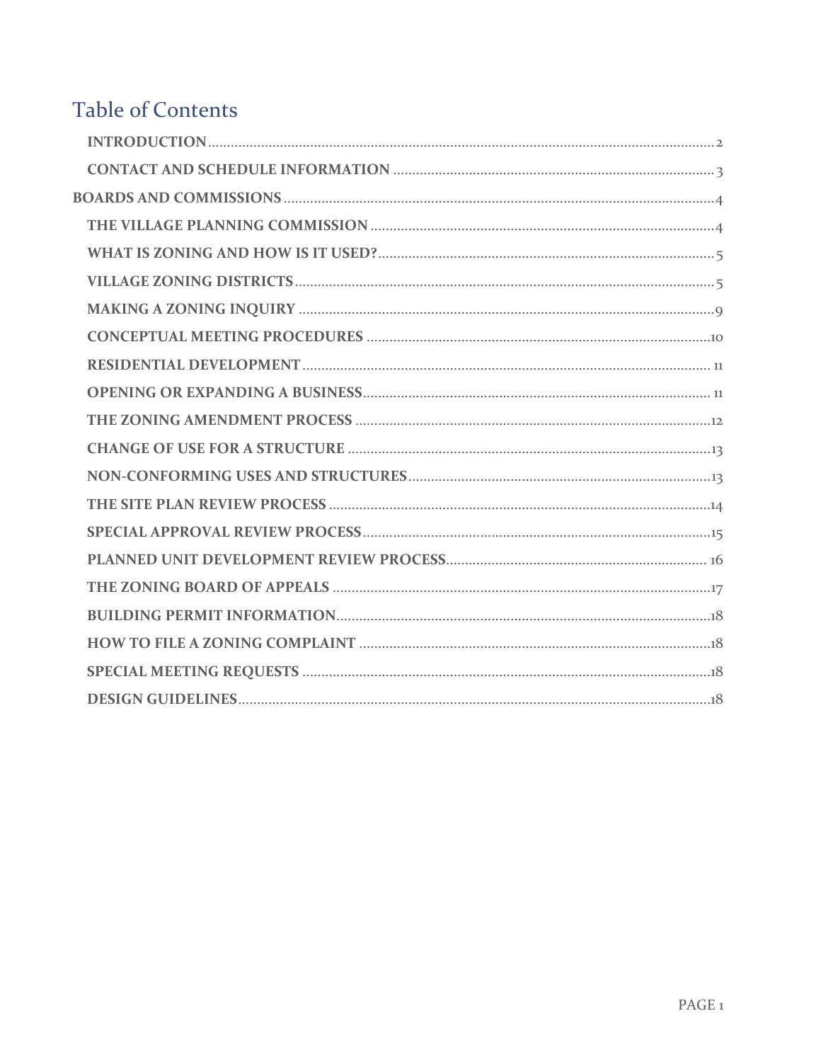# Table of Contents

- INTRODUCTION .......... 2
- CONTACT AND SCHEDULE INFORMATION .......... 3

BOARDS AND COMMISSIONS .......... 4

- THE VILLAGE PLANNING COMMISSION .......... 4
- WHAT IS ZONING AND HOW IS IT USED? .......... 5
- VILLAGE ZONING DISTRICTS .......... 5
- MAKING A ZONING INQUIRY .......... 9
- CONCEPTUAL MEETING PROCEDURES .......... 10
- RESIDENTIAL DEVELOPMENT .......... 11
- OPENING OR EXPANDING A BUSINESS .......... 11
- THE ZONING AMENDMENT PROCESS .......... 12
- CHANGE OF USE FOR A STRUCTURE .......... 13
- NON-CONFORMING USES AND STRUCTURES .......... 13
- THE SITE PLAN REVIEW PROCESS .......... 14
- SPECIAL APPROVAL REVIEW PROCESS .......... 15
- PLANNED UNIT DEVELOPMENT REVIEW PROCESS .......... 16
- THE ZONING BOARD OF APPEALS .......... 17
- BUILDING PERMIT INFORMATION .......... 18
- HOW TO FILE A ZONING COMPLAINT .......... 18
- SPECIAL MEETING REQUESTS .......... 18
- DESIGN GUIDELINES .......... 18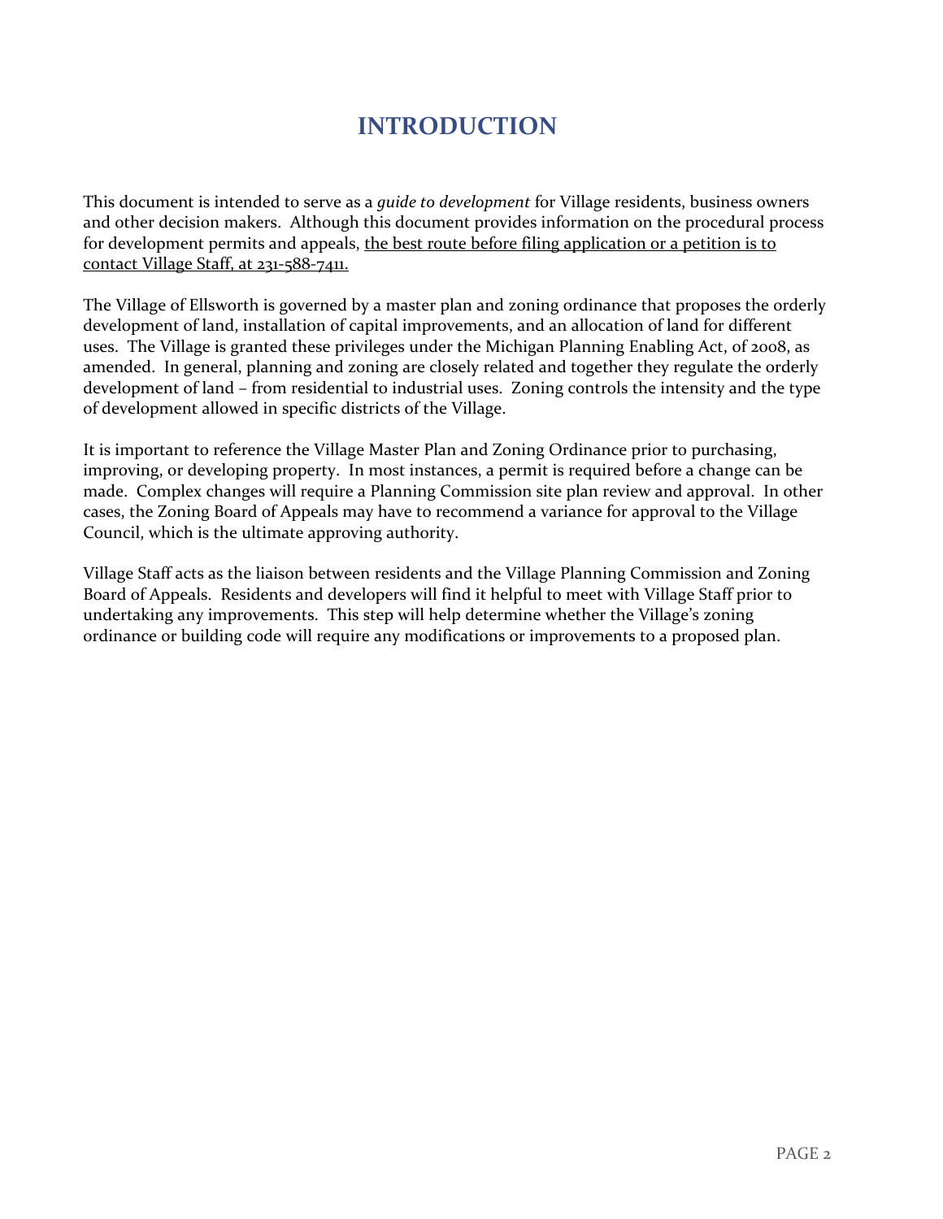# INTRODUCTION

This document is intended to serve as a *guide to development* for Village residents, business owners and other decision makers. Although this document provides information on the procedural process for development permits and appeals, <u>the best route before filing application or a petition is to contact Village Staff, at 231-588-7411.</u>

The Village of Ellsworth is governed by a master plan and zoning ordinance that proposes the orderly development of land, installation of capital improvements, and an allocation of land for different uses. The Village is granted these privileges under the Michigan Planning Enabling Act, of 2008, as amended. In general, planning and zoning are closely related and together they regulate the orderly development of land – from residential to industrial uses. Zoning controls the intensity and the type of development allowed in specific districts of the Village.

It is important to reference the Village Master Plan and Zoning Ordinance prior to purchasing, improving, or developing property. In most instances, a permit is required before a change can be made. Complex changes will require a Planning Commission site plan review and approval. In other cases, the Zoning Board of Appeals may have to recommend a variance for approval to the Village Council, which is the ultimate approving authority.

Village Staff acts as the liaison between residents and the Village Planning Commission and Zoning Board of Appeals. Residents and developers will find it helpful to meet with Village Staff prior to undertaking any improvements. This step will help determine whether the Village's zoning ordinance or building code will require any modifications or improvements to a proposed plan.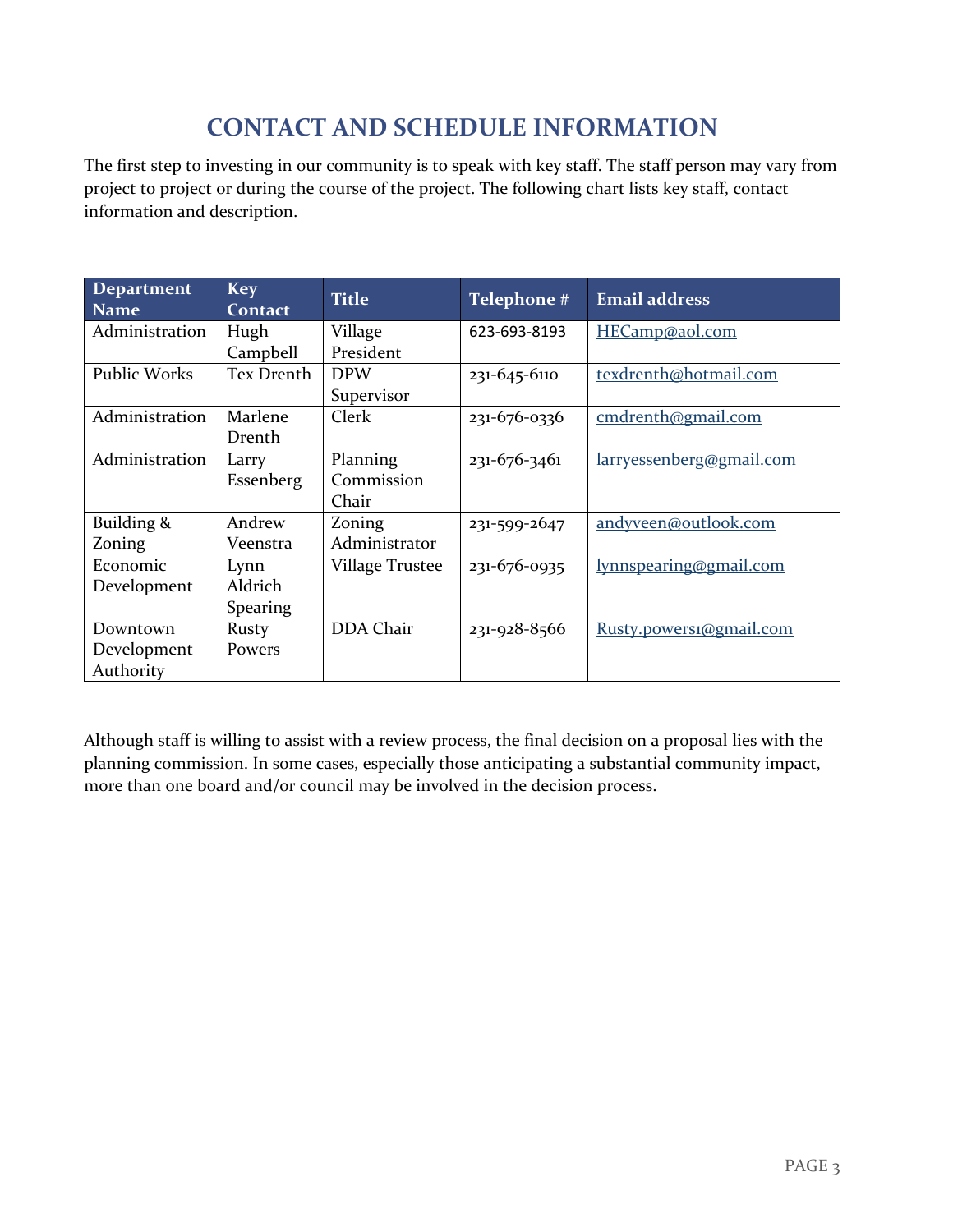# CONTACT AND SCHEDULE INFORMATION

The first step to investing in our community is to speak with key staff. The staff person may vary from project to project or during the course of the project. The following chart lists key staff, contact information and description.

| Department Name | Key Contact | Title | Telephone # | Email address |
|---|---|---|---|---|
| Administration | Hugh Campbell | Village President | 623-693-8193 | HECamp@aol.com |
| Public Works | Tex Drenth | DPW Supervisor | 231-645-6110 | texdrenth@hotmail.com |
| Administration | Marlene Drenth | Clerk | 231-676-0336 | cmdrenth@gmail.com |
| Administration | Larry Essenberg | Planning Commission Chair | 231-676-3461 | larryessenberg@gmail.com |
| Building & Zoning | Andrew Veenstra | Zoning Administrator | 231-599-2647 | andyveen@outlook.com |
| Economic Development | Lynn Aldrich Spearing | Village Trustee | 231-676-0935 | lynnspearing@gmail.com |
| Downtown Development Authority | Rusty Powers | DDA Chair | 231-928-8566 | Rusty.powers1@gmail.com |

Although staff is willing to assist with a review process, the final decision on a proposal lies with the planning commission. In some cases, especially those anticipating a substantial community impact, more than one board and/or council may be involved in the decision process.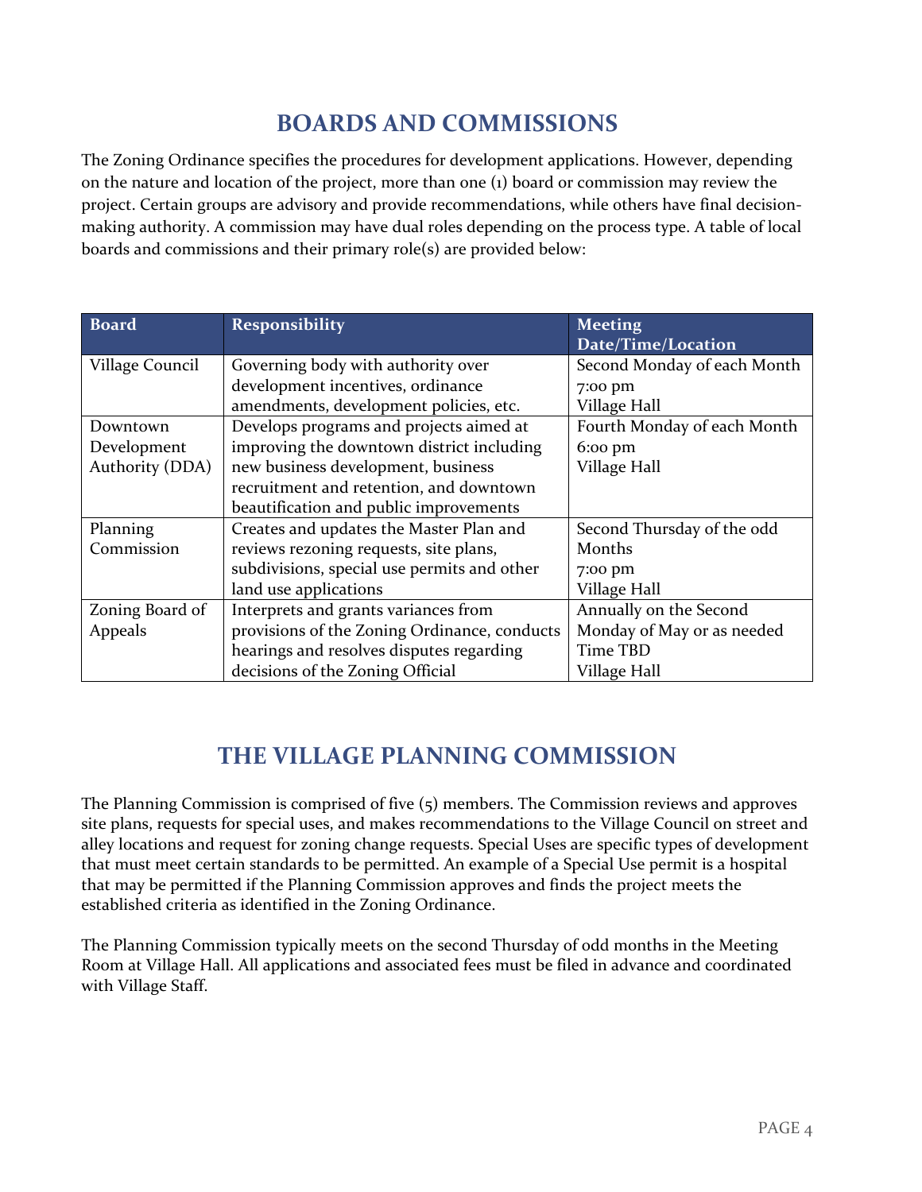## BOARDS AND COMMISSIONS

The Zoning Ordinance specifies the procedures for development applications. However, depending on the nature and location of the project, more than one (1) board or commission may review the project. Certain groups are advisory and provide recommendations, while others have final decision-making authority. A commission may have dual roles depending on the process type. A table of local boards and commissions and their primary role(s) are provided below:

| Board | Responsibility | Meeting Date/Time/Location |
|---|---|---|
| Village Council | Governing body with authority over development incentives, ordinance amendments, development policies, etc. | Second Monday of each Month<br>7:00 pm<br>Village Hall |
| Downtown Development Authority (DDA) | Develops programs and projects aimed at improving the downtown district including new business development, business recruitment and retention, and downtown beautification and public improvements | Fourth Monday of each Month<br>6:00 pm<br>Village Hall |
| Planning Commission | Creates and updates the Master Plan and reviews rezoning requests, site plans, subdivisions, special use permits and other land use applications | Second Thursday of the odd Months<br>7:00 pm<br>Village Hall |
| Zoning Board of Appeals | Interprets and grants variances from provisions of the Zoning Ordinance, conducts hearings and resolves disputes regarding decisions of the Zoning Official | Annually on the Second Monday of May or as needed<br>Time TBD<br>Village Hall |

## THE VILLAGE PLANNING COMMISSION

The Planning Commission is comprised of five (5) members. The Commission reviews and approves site plans, requests for special uses, and makes recommendations to the Village Council on street and alley locations and request for zoning change requests. Special Uses are specific types of development that must meet certain standards to be permitted. An example of a Special Use permit is a hospital that may be permitted if the Planning Commission approves and finds the project meets the established criteria as identified in the Zoning Ordinance.

The Planning Commission typically meets on the second Thursday of odd months in the Meeting Room at Village Hall. All applications and associated fees must be filed in advance and coordinated with Village Staff.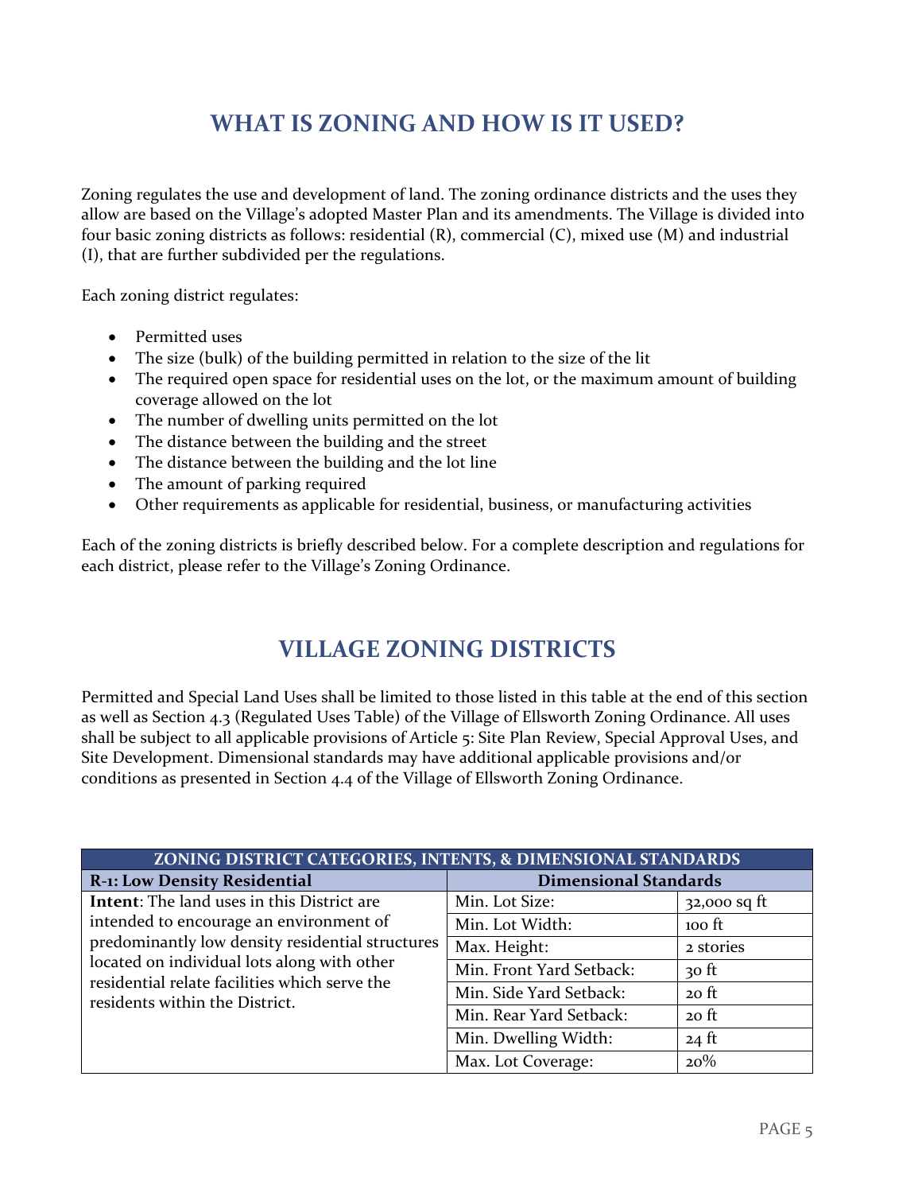# WHAT IS ZONING AND HOW IS IT USED?

Zoning regulates the use and development of land. The zoning ordinance districts and the uses they allow are based on the Village's adopted Master Plan and its amendments. The Village is divided into four basic zoning districts as follows: residential (R), commercial (C), mixed use (M) and industrial (I), that are further subdivided per the regulations.

Each zoning district regulates:

- Permitted uses
- The size (bulk) of the building permitted in relation to the size of the lit
- The required open space for residential uses on the lot, or the maximum amount of building coverage allowed on the lot
- The number of dwelling units permitted on the lot
- The distance between the building and the street
- The distance between the building and the lot line
- The amount of parking required
- Other requirements as applicable for residential, business, or manufacturing activities

Each of the zoning districts is briefly described below. For a complete description and regulations for each district, please refer to the Village's Zoning Ordinance.

# VILLAGE ZONING DISTRICTS

Permitted and Special Land Uses shall be limited to those listed in this table at the end of this section as well as Section 4.3 (Regulated Uses Table) of the Village of Ellsworth Zoning Ordinance. All uses shall be subject to all applicable provisions of Article 5: Site Plan Review, Special Approval Uses, and Site Development. Dimensional standards may have additional applicable provisions and/or conditions as presented in Section 4.4 of the Village of Ellsworth Zoning Ordinance.

| ZONING DISTRICT CATEGORIES, INTENTS, & DIMENSIONAL STANDARDS | | |
|---|---|---|
| **R-1: Low Density Residential** | **Dimensional Standards** | |
| **Intent**: The land uses in this District are intended to encourage an environment of predominantly low density residential structures located on individual lots along with other residential relate facilities which serve the residents within the District. | Min. Lot Size: | 32,000 sq ft |
| | Min. Lot Width: | 100 ft |
| | Max. Height: | 2 stories |
| | Min. Front Yard Setback: | 30 ft |
| | Min. Side Yard Setback: | 20 ft |
| | Min. Rear Yard Setback: | 20 ft |
| | Min. Dwelling Width: | 24 ft |
| | Max. Lot Coverage: | 20% |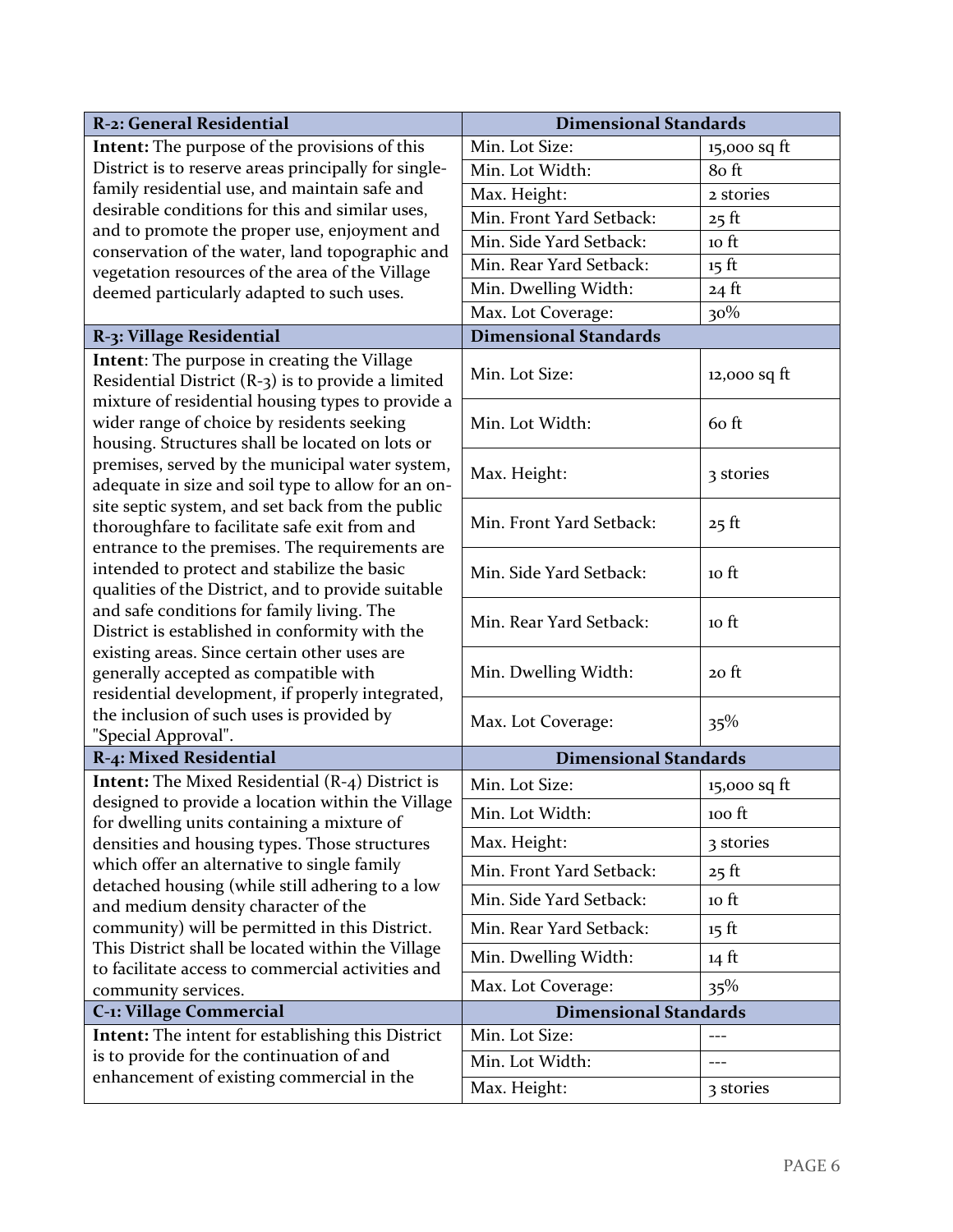| R-2: General Residential | Dimensional Standards | |
|---|---|---|
| **Intent:** The purpose of the provisions of this District is to reserve areas principally for single-family residential use, and maintain safe and desirable conditions for this and similar uses, and to promote the proper use, enjoyment and conservation of the water, land topographic and vegetation resources of the area of the Village deemed particularly adapted to such uses. | Min. Lot Size: | 15,000 sq ft |
| | Min. Lot Width: | 80 ft |
| | Max. Height: | 2 stories |
| | Min. Front Yard Setback: | 25 ft |
| | Min. Side Yard Setback: | 10 ft |
| | Min. Rear Yard Setback: | 15 ft |
| | Min. Dwelling Width: | 24 ft |
| | Max. Lot Coverage: | 30% |
| **R-3: Village Residential** | **Dimensional Standards** | |
| **Intent**: The purpose in creating the Village Residential District (R-3) is to provide a limited mixture of residential housing types to provide a wider range of choice by residents seeking housing. Structures shall be located on lots or premises, served by the municipal water system, adequate in size and soil type to allow for an on-site septic system, and set back from the public thoroughfare to facilitate safe exit from and entrance to the premises. The requirements are intended to protect and stabilize the basic qualities of the District, and to provide suitable and safe conditions for family living. The District is established in conformity with the existing areas. Since certain other uses are generally accepted as compatible with residential development, if properly integrated, the inclusion of such uses is provided by "Special Approval". | Min. Lot Size: | 12,000 sq ft |
| | Min. Lot Width: | 60 ft |
| | Max. Height: | 3 stories |
| | Min. Front Yard Setback: | 25 ft |
| | Min. Side Yard Setback: | 10 ft |
| | Min. Rear Yard Setback: | 10 ft |
| | Min. Dwelling Width: | 20 ft |
| | Max. Lot Coverage: | 35% |
| **R-4: Mixed Residential** | **Dimensional Standards** | |
| **Intent:** The Mixed Residential (R-4) District is designed to provide a location within the Village for dwelling units containing a mixture of densities and housing types. Those structures which offer an alternative to single family detached housing (while still adhering to a low and medium density character of the community) will be permitted in this District. This District shall be located within the Village to facilitate access to commercial activities and community services. | Min. Lot Size: | 15,000 sq ft |
| | Min. Lot Width: | 100 ft |
| | Max. Height: | 3 stories |
| | Min. Front Yard Setback: | 25 ft |
| | Min. Side Yard Setback: | 10 ft |
| | Min. Rear Yard Setback: | 15 ft |
| | Min. Dwelling Width: | 14 ft |
| | Max. Lot Coverage: | 35% |
| **C-1: Village Commercial** | **Dimensional Standards** | |
| **Intent:** The intent for establishing this District is to provide for the continuation of and enhancement of existing commercial in the | Min. Lot Size: | --- |
| | Min. Lot Width: | --- |
| | Max. Height: | 3 stories |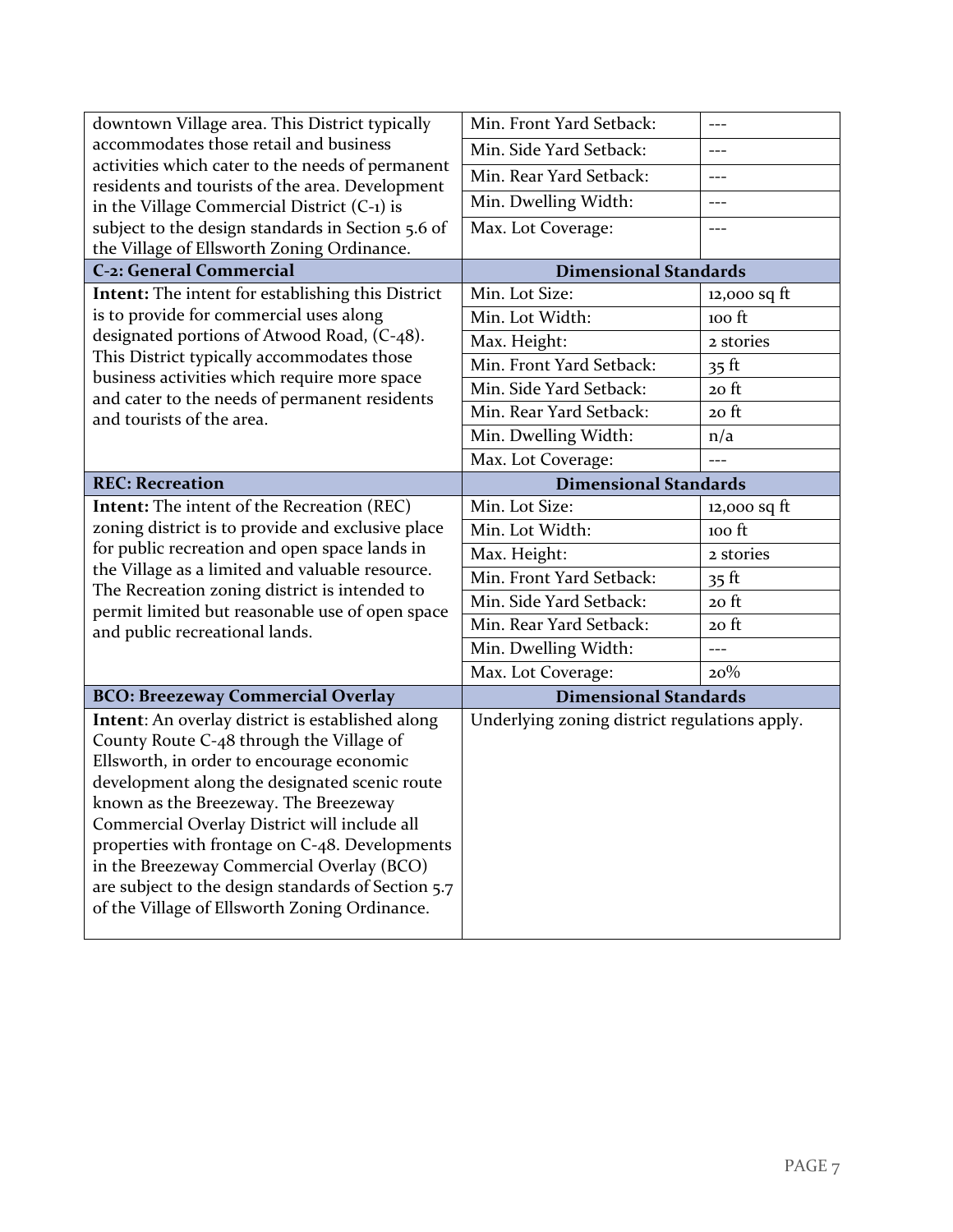| downtown Village area. This District typically accommodates those retail and business activities which cater to the needs of permanent residents and tourists of the area. Development in the Village Commercial District (C-1) is subject to the design standards in Section 5.6 of the Village of Ellsworth Zoning Ordinance. | Min. Front Yard Setback: | --- |
|---|---|---|
| | Min. Side Yard Setback: | --- |
| | Min. Rear Yard Setback: | --- |
| | Min. Dwelling Width: | --- |
| | Max. Lot Coverage: | --- |
| **C-2: General Commercial** | **Dimensional Standards** | |
| **Intent:** The intent for establishing this District is to provide for commercial uses along designated portions of Atwood Road, (C-48). This District typically accommodates those business activities which require more space and cater to the needs of permanent residents and tourists of the area. | Min. Lot Size: | 12,000 sq ft |
| | Min. Lot Width: | 100 ft |
| | Max. Height: | 2 stories |
| | Min. Front Yard Setback: | 35 ft |
| | Min. Side Yard Setback: | 20 ft |
| | Min. Rear Yard Setback: | 20 ft |
| | Min. Dwelling Width: | n/a |
| | Max. Lot Coverage: | --- |
| **REC: Recreation** | **Dimensional Standards** | |
| **Intent:** The intent of the Recreation (REC) zoning district is to provide and exclusive place for public recreation and open space lands in the Village as a limited and valuable resource. The Recreation zoning district is intended to permit limited but reasonable use of open space and public recreational lands. | Min. Lot Size: | 12,000 sq ft |
| | Min. Lot Width: | 100 ft |
| | Max. Height: | 2 stories |
| | Min. Front Yard Setback: | 35 ft |
| | Min. Side Yard Setback: | 20 ft |
| | Min. Rear Yard Setback: | 20 ft |
| | Min. Dwelling Width: | --- |
| | Max. Lot Coverage: | 20% |
| **BCO: Breezeway Commercial Overlay** | **Dimensional Standards** | |
| **Intent**: An overlay district is established along County Route C-48 through the Village of Ellsworth, in order to encourage economic development along the designated scenic route known as the Breezeway. The Breezeway Commercial Overlay District will include all properties with frontage on C-48. Developments in the Breezeway Commercial Overlay (BCO) are subject to the design standards of Section 5.7 of the Village of Ellsworth Zoning Ordinance. | Underlying zoning district regulations apply. | |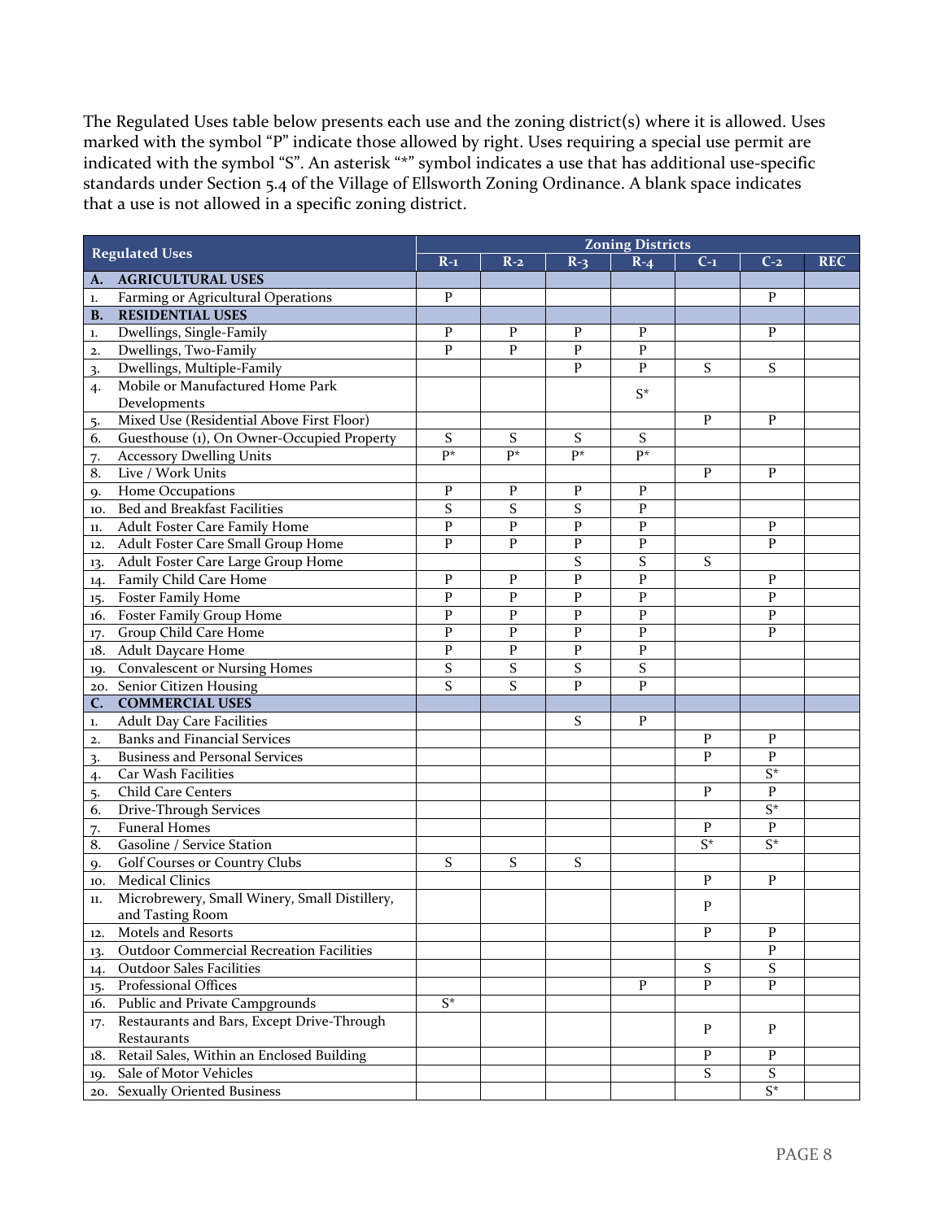The Regulated Uses table below presents each use and the zoning district(s) where it is allowed. Uses marked with the symbol "P" indicate those allowed by right. Uses requiring a special use permit are indicated with the symbol "S". An asterisk "*" symbol indicates a use that has additional use-specific standards under Section 5.4 of the Village of Ellsworth Zoning Ordinance. A blank space indicates that a use is not allowed in a specific zoning district.

| Regulated Uses | Zoning Districts | | | | | | |
|---|---|---|---|---|---|---|---|
| | R-1 | R-2 | R-3 | R-4 | C-1 | C-2 | REC |
| **A. AGRICULTURAL USES** | | | | | | | |
| 1. Farming or Agricultural Operations | P | | | | | P | |
| **B. RESIDENTIAL USES** | | | | | | | |
| 1. Dwellings, Single-Family | P | P | P | P | | P | |
| 2. Dwellings, Two-Family | P | P | P | P | | | |
| 3. Dwellings, Multiple-Family | | | P | P | S | S | |
| 4. Mobile or Manufactured Home Park Developments | | | | S* | | | |
| 5. Mixed Use (Residential Above First Floor) | | | | | P | P | |
| 6. Guesthouse (1), On Owner-Occupied Property | S | S | S | S | | | |
| 7. Accessory Dwelling Units | P* | P* | P* | P* | | | |
| 8. Live / Work Units | | | | | P | P | |
| 9. Home Occupations | P | P | P | P | | | |
| 10. Bed and Breakfast Facilities | S | S | S | P | | | |
| 11. Adult Foster Care Family Home | P | P | P | P | | P | |
| 12. Adult Foster Care Small Group Home | P | P | P | P | | P | |
| 13. Adult Foster Care Large Group Home | | | S | S | S | | |
| 14. Family Child Care Home | P | P | P | P | | P | |
| 15. Foster Family Home | P | P | P | P | | P | |
| 16. Foster Family Group Home | P | P | P | P | | P | |
| 17. Group Child Care Home | P | P | P | P | | P | |
| 18. Adult Daycare Home | P | P | P | P | | | |
| 19. Convalescent or Nursing Homes | S | S | S | S | | | |
| 20. Senior Citizen Housing | S | S | P | P | | | |
| **C. COMMERCIAL USES** | | | | | | | |
| 1. Adult Day Care Facilities | | | S | P | | | |
| 2. Banks and Financial Services | | | | | P | P | |
| 3. Business and Personal Services | | | | | P | P | |
| 4. Car Wash Facilities | | | | | | S* | |
| 5. Child Care Centers | | | | | P | P | |
| 6. Drive-Through Services | | | | | | S* | |
| 7. Funeral Homes | | | | | P | P | |
| 8. Gasoline / Service Station | | | | | S* | S* | |
| 9. Golf Courses or Country Clubs | S | S | S | | | | |
| 10. Medical Clinics | | | | | P | P | |
| 11. Microbrewery, Small Winery, Small Distillery, and Tasting Room | | | | | P | | |
| 12. Motels and Resorts | | | | | P | P | |
| 13. Outdoor Commercial Recreation Facilities | | | | | | P | |
| 14. Outdoor Sales Facilities | | | | | S | S | |
| 15. Professional Offices | | | | P | P | P | |
| 16. Public and Private Campgrounds | S* | | | | | | |
| 17. Restaurants and Bars, Except Drive-Through Restaurants | | | | | P | P | |
| 18. Retail Sales, Within an Enclosed Building | | | | | P | P | |
| 19. Sale of Motor Vehicles | | | | | S | S | |
| 20. Sexually Oriented Business | | | | | | S* | |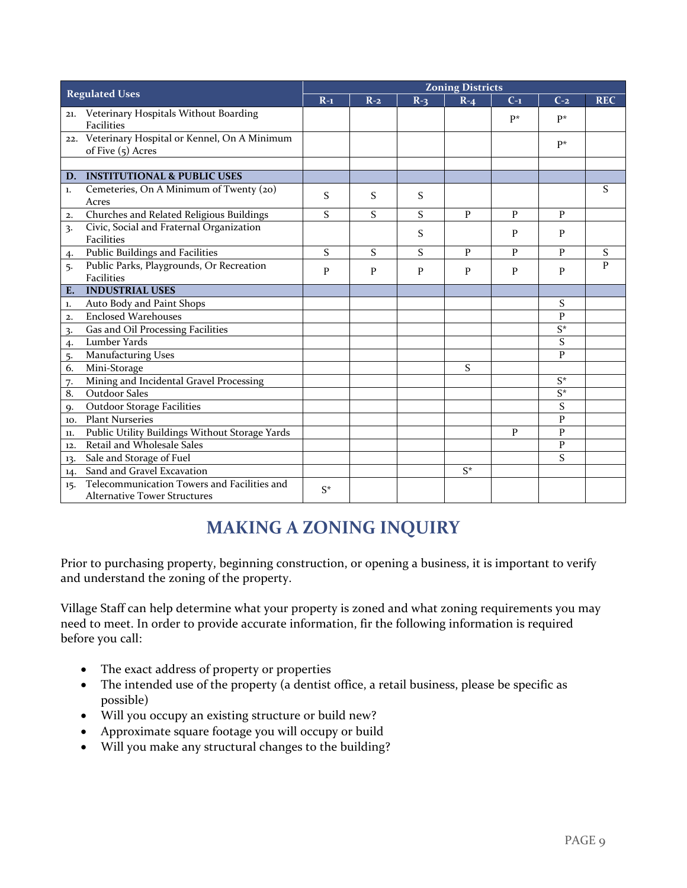| Regulated Uses | Zoning Districts | | | | | | |
|---|---|---|---|---|---|---|---|
| | R-1 | R-2 | R-3 | R-4 | C-1 | C-2 | REC |
| 21. Veterinary Hospitals Without Boarding Facilities | | | | | P* | P* | |
| 22. Veterinary Hospital or Kennel, On A Minimum of Five (5) Acres | | | | | | P* | |
| | | | | | | | |
| **D. INSTITUTIONAL & PUBLIC USES** | | | | | | | |
| 1. Cemeteries, On A Minimum of Twenty (20) Acres | S | S | S | | | | S |
| 2. Churches and Related Religious Buildings | S | S | S | P | P | P | |
| 3. Civic, Social and Fraternal Organization Facilities | | | S | | P | P | |
| 4. Public Buildings and Facilities | S | S | S | P | P | P | S |
| 5. Public Parks, Playgrounds, Or Recreation Facilities | P | P | P | P | P | P | P |
| **E. INDUSTRIAL USES** | | | | | | | |
| 1. Auto Body and Paint Shops | | | | | | S | |
| 2. Enclosed Warehouses | | | | | | P | |
| 3. Gas and Oil Processing Facilities | | | | | | S* | |
| 4. Lumber Yards | | | | | | S | |
| 5. Manufacturing Uses | | | | | | P | |
| 6. Mini-Storage | | | | S | | | |
| 7. Mining and Incidental Gravel Processing | | | | | | S* | |
| 8. Outdoor Sales | | | | | | S* | |
| 9. Outdoor Storage Facilities | | | | | | S | |
| 10. Plant Nurseries | | | | | | P | |
| 11. Public Utility Buildings Without Storage Yards | | | | | P | P | |
| 12. Retail and Wholesale Sales | | | | | | P | |
| 13. Sale and Storage of Fuel | | | | | | S | |
| 14. Sand and Gravel Excavation | | | | S* | | | |
| 15. Telecommunication Towers and Facilities and Alternative Tower Structures | S* | | | | | | |

## MAKING A ZONING INQUIRY

Prior to purchasing property, beginning construction, or opening a business, it is important to verify and understand the zoning of the property.

Village Staff can help determine what your property is zoned and what zoning requirements you may need to meet. In order to provide accurate information, fir the following information is required before you call:

- The exact address of property or properties
- The intended use of the property (a dentist office, a retail business, please be specific as possible)
- Will you occupy an existing structure or build new?
- Approximate square footage you will occupy or build
- Will you make any structural changes to the building?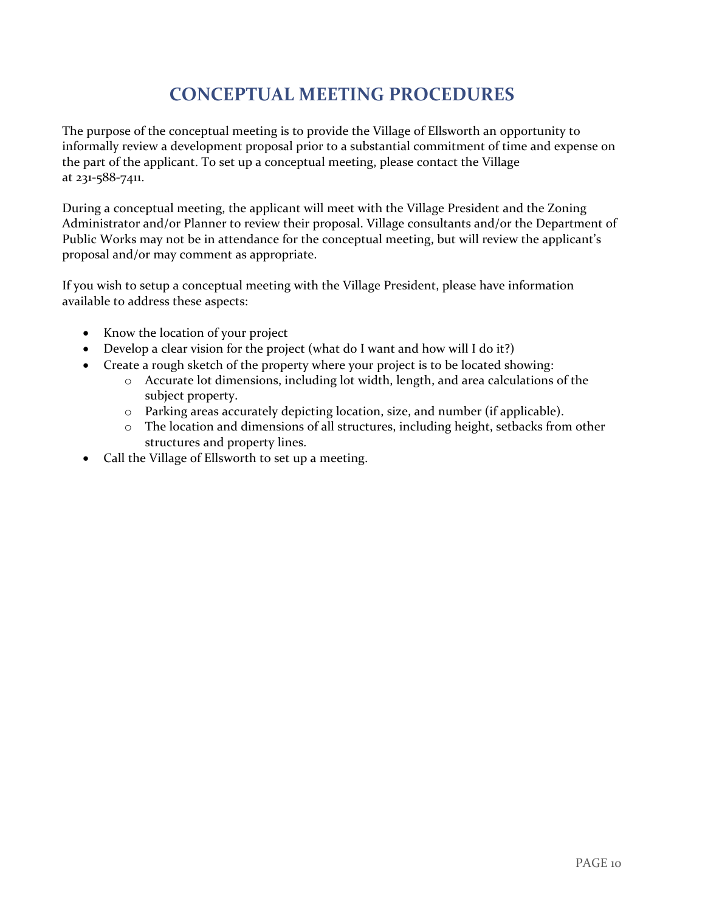# CONCEPTUAL MEETING PROCEDURES

The purpose of the conceptual meeting is to provide the Village of Ellsworth an opportunity to informally review a development proposal prior to a substantial commitment of time and expense on the part of the applicant. To set up a conceptual meeting, please contact the Village at 231-588-7411.

During a conceptual meeting, the applicant will meet with the Village President and the Zoning Administrator and/or Planner to review their proposal. Village consultants and/or the Department of Public Works may not be in attendance for the conceptual meeting, but will review the applicant's proposal and/or may comment as appropriate.

If you wish to setup a conceptual meeting with the Village President, please have information available to address these aspects:

- Know the location of your project
- Develop a clear vision for the project (what do I want and how will I do it?)
- Create a rough sketch of the property where your project is to be located showing:
  - Accurate lot dimensions, including lot width, length, and area calculations of the subject property.
  - Parking areas accurately depicting location, size, and number (if applicable).
  - The location and dimensions of all structures, including height, setbacks from other structures and property lines.
- Call the Village of Ellsworth to set up a meeting.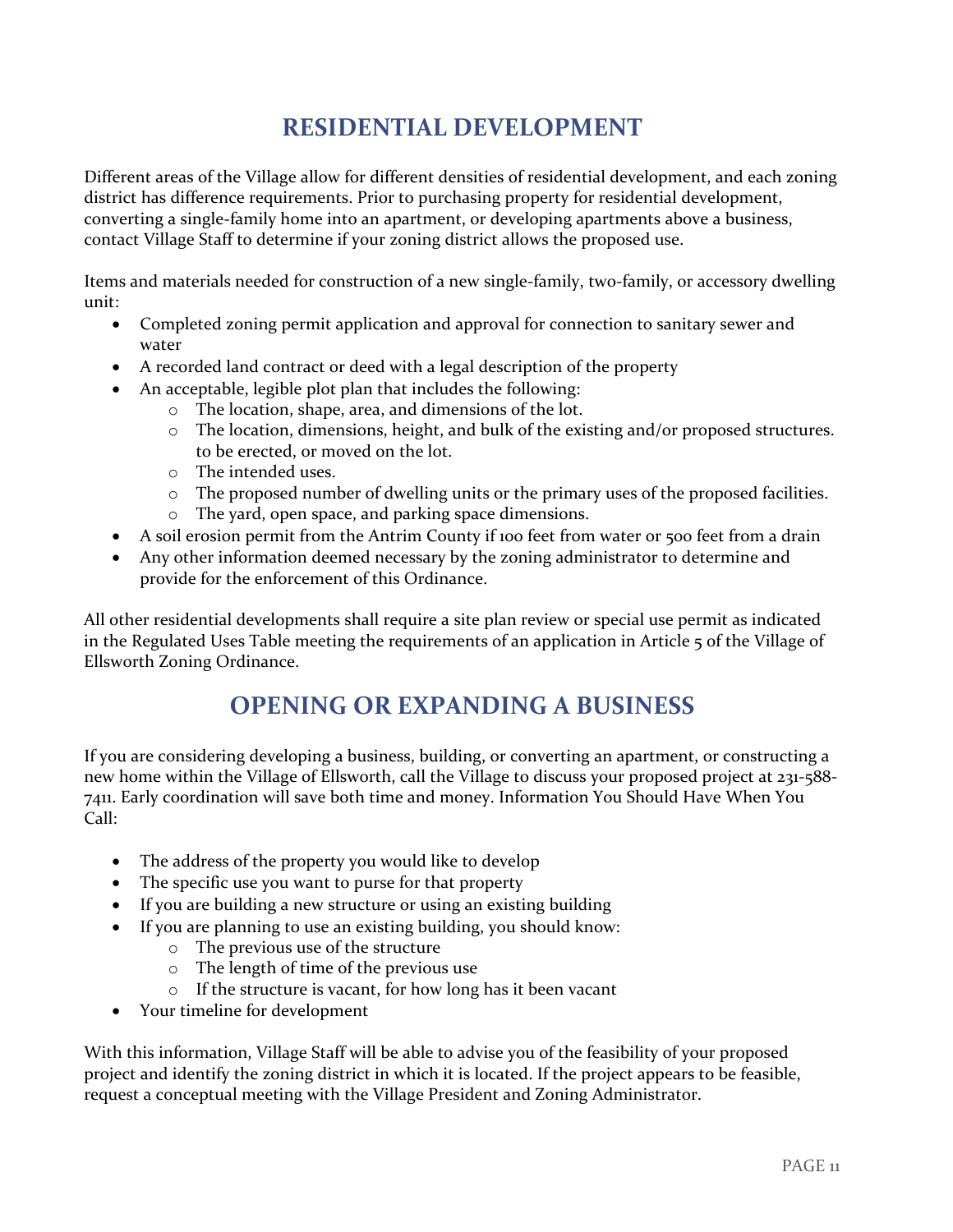# RESIDENTIAL DEVELOPMENT

Different areas of the Village allow for different densities of residential development, and each zoning district has difference requirements. Prior to purchasing property for residential development, converting a single-family home into an apartment, or developing apartments above a business, contact Village Staff to determine if your zoning district allows the proposed use.

Items and materials needed for construction of a new single-family, two-family, or accessory dwelling unit:

- Completed zoning permit application and approval for connection to sanitary sewer and water
- A recorded land contract or deed with a legal description of the property
- An acceptable, legible plot plan that includes the following:
  - The location, shape, area, and dimensions of the lot.
  - The location, dimensions, height, and bulk of the existing and/or proposed structures. to be erected, or moved on the lot.
  - The intended uses.
  - The proposed number of dwelling units or the primary uses of the proposed facilities.
  - The yard, open space, and parking space dimensions.
- A soil erosion permit from the Antrim County if 100 feet from water or 500 feet from a drain
- Any other information deemed necessary by the zoning administrator to determine and provide for the enforcement of this Ordinance.

All other residential developments shall require a site plan review or special use permit as indicated in the Regulated Uses Table meeting the requirements of an application in Article 5 of the Village of Ellsworth Zoning Ordinance.

# OPENING OR EXPANDING A BUSINESS

If you are considering developing a business, building, or converting an apartment, or constructing a new home within the Village of Ellsworth, call the Village to discuss your proposed project at 231-588-7411. Early coordination will save both time and money. Information You Should Have When You Call:

- The address of the property you would like to develop
- The specific use you want to purse for that property
- If you are building a new structure or using an existing building
- If you are planning to use an existing building, you should know:
  - The previous use of the structure
  - The length of time of the previous use
  - If the structure is vacant, for how long has it been vacant
- Your timeline for development

With this information, Village Staff will be able to advise you of the feasibility of your proposed project and identify the zoning district in which it is located. If the project appears to be feasible, request a conceptual meeting with the Village President and Zoning Administrator.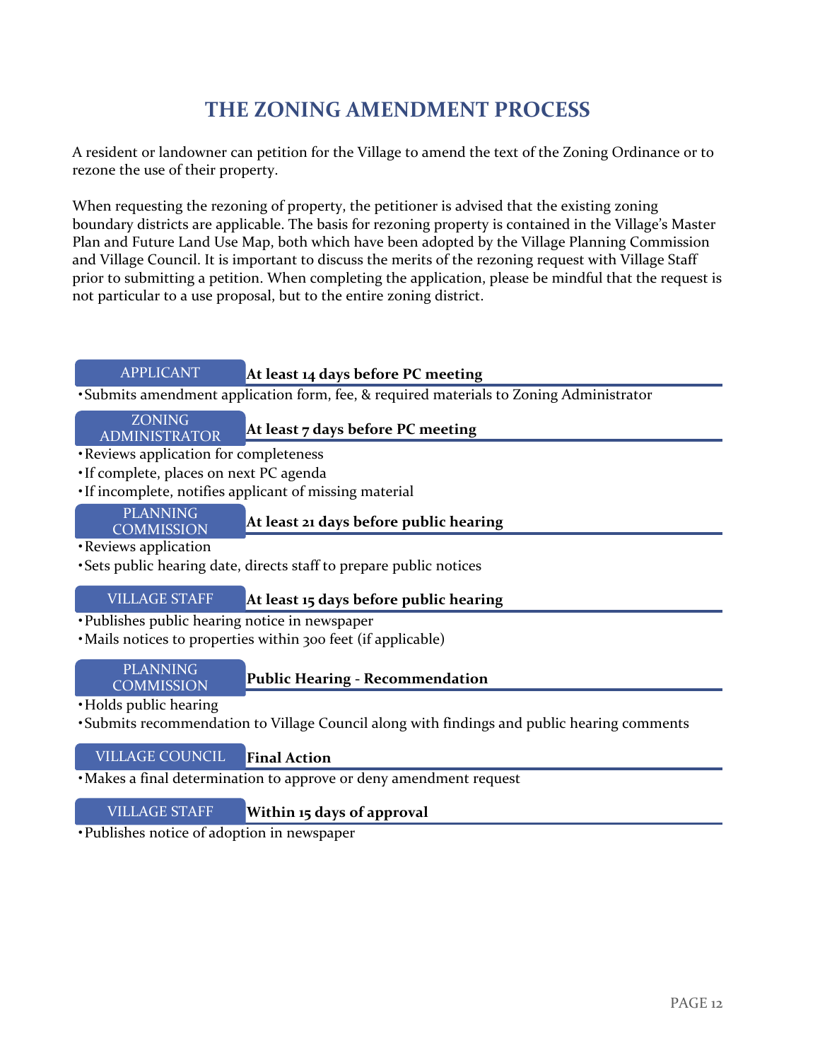# THE ZONING AMENDMENT PROCESS

A resident or landowner can petition for the Village to amend the text of the Zoning Ordinance or to rezone the use of their property.

When requesting the rezoning of property, the petitioner is advised that the existing zoning boundary districts are applicable. The basis for rezoning property is contained in the Village's Master Plan and Future Land Use Map, both which have been adopted by the Village Planning Commission and Village Council. It is important to discuss the merits of the rezoning request with Village Staff prior to submitting a petition. When completing the application, please be mindful that the request is not particular to a use proposal, but to the entire zoning district.

### APPLICANT — **At least 14 days before PC meeting**

- Submits amendment application form, fee, & required materials to Zoning Administrator

### ZONING ADMINISTRATOR — **At least 7 days before PC meeting**

- Reviews application for completeness
- If complete, places on next PC agenda
- If incomplete, notifies applicant of missing material

### PLANNING COMMISSION — **At least 21 days before public hearing**

- Reviews application
- Sets public hearing date, directs staff to prepare public notices

### VILLAGE STAFF — **At least 15 days before public hearing**

- Publishes public hearing notice in newspaper
- Mails notices to properties within 300 feet (if applicable)

### PLANNING COMMISSION — **Public Hearing - Recommendation**

- Holds public hearing
- Submits recommendation to Village Council along with findings and public hearing comments

### VILLAGE COUNCIL — **Final Action**

- Makes a final determination to approve or deny amendment request

### VILLAGE STAFF — **Within 15 days of approval**

- Publishes notice of adoption in newspaper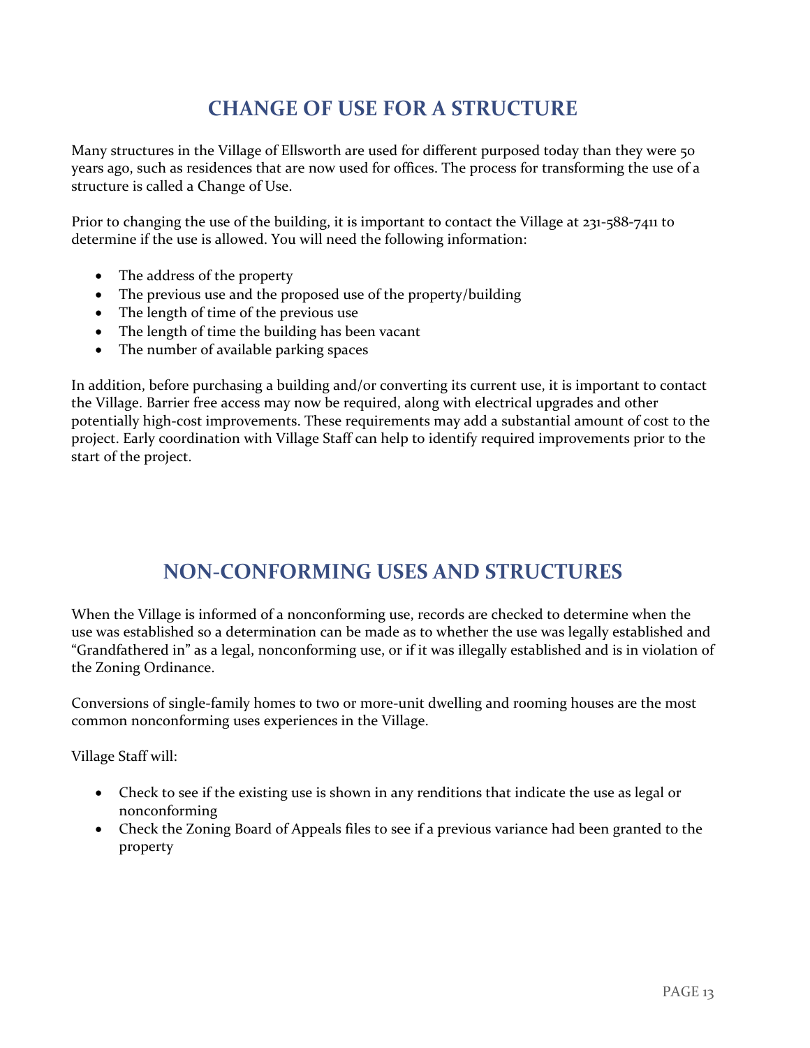## CHANGE OF USE FOR A STRUCTURE

Many structures in the Village of Ellsworth are used for different purposed today than they were 50 years ago, such as residences that are now used for offices. The process for transforming the use of a structure is called a Change of Use.

Prior to changing the use of the building, it is important to contact the Village at 231-588-7411 to determine if the use is allowed. You will need the following information:

- The address of the property
- The previous use and the proposed use of the property/building
- The length of time of the previous use
- The length of time the building has been vacant
- The number of available parking spaces

In addition, before purchasing a building and/or converting its current use, it is important to contact the Village. Barrier free access may now be required, along with electrical upgrades and other potentially high-cost improvements. These requirements may add a substantial amount of cost to the project. Early coordination with Village Staff can help to identify required improvements prior to the start of the project.

## NON-CONFORMING USES AND STRUCTURES

When the Village is informed of a nonconforming use, records are checked to determine when the use was established so a determination can be made as to whether the use was legally established and "Grandfathered in" as a legal, nonconforming use, or if it was illegally established and is in violation of the Zoning Ordinance.

Conversions of single-family homes to two or more-unit dwelling and rooming houses are the most common nonconforming uses experiences in the Village.

Village Staff will:

- Check to see if the existing use is shown in any renditions that indicate the use as legal or nonconforming
- Check the Zoning Board of Appeals files to see if a previous variance had been granted to the property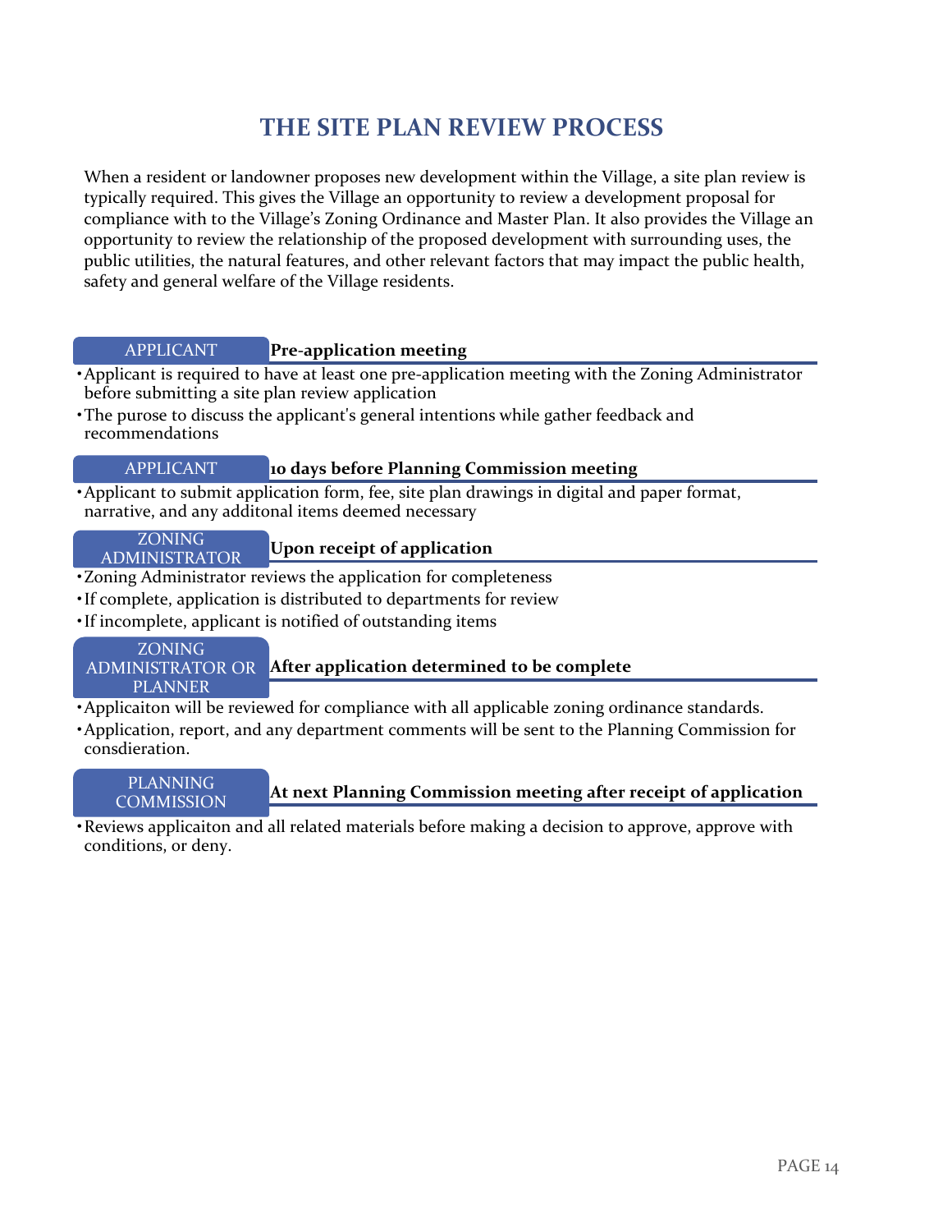# THE SITE PLAN REVIEW PROCESS

When a resident or landowner proposes new development within the Village, a site plan review is typically required. This gives the Village an opportunity to review a development proposal for compliance with to the Village's Zoning Ordinance and Master Plan. It also provides the Village an opportunity to review the relationship of the proposed development with surrounding uses, the public utilities, the natural features, and other relevant factors that may impact the public health, safety and general welfare of the Village residents.

### APPLICANT — Pre-application meeting

- Applicant is required to have at least one pre-application meeting with the Zoning Administrator before submitting a site plan review application
- The purose to discuss the applicant's general intentions while gather feedback and recommendations

### APPLICANT — 10 days before Planning Commission meeting

- Applicant to submit application form, fee, site plan drawings in digital and paper format, narrative, and any additonal items deemed necessary

### ZONING ADMINISTRATOR — Upon receipt of application

- Zoning Administrator reviews the application for completeness
- If complete, application is distributed to departments for review
- If incomplete, applicant is notified of outstanding items

### ZONING ADMINISTRATOR OR PLANNER — After application determined to be complete

- Applicaiton will be reviewed for compliance with all applicable zoning ordinance standards.
- Application, report, and any department comments will be sent to the Planning Commission for consdieration.

### PLANNING COMMISSION — At next Planning Commission meeting after receipt of application

- Reviews applicaiton and all related materials before making a decision to approve, approve with conditions, or deny.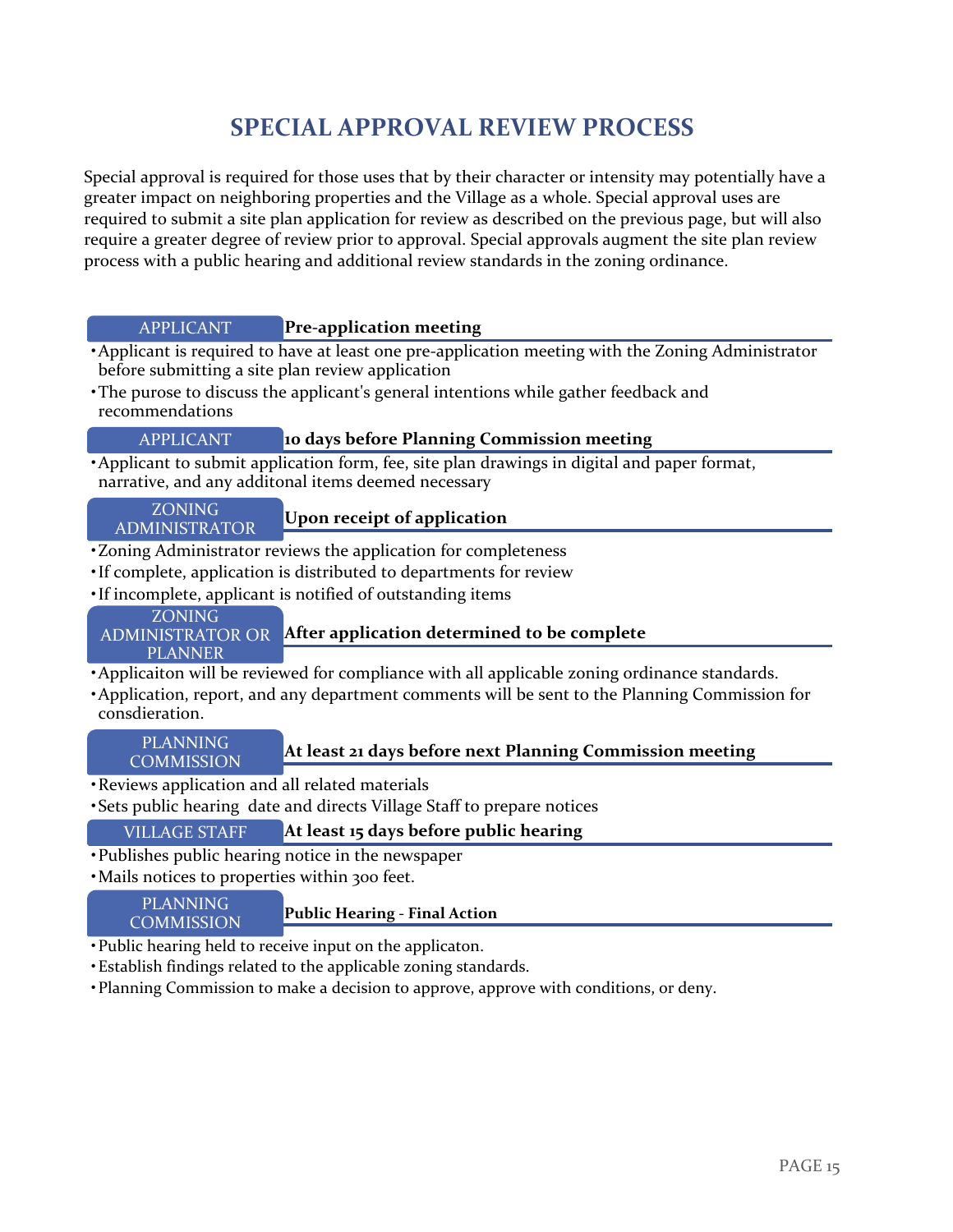# SPECIAL APPROVAL REVIEW PROCESS

Special approval is required for those uses that by their character or intensity may potentially have a greater impact on neighboring properties and the Village as a whole. Special approval uses are required to submit a site plan application for review as described on the previous page, but will also require a greater degree of review prior to approval. Special approvals augment the site plan review process with a public hearing and additional review standards in the zoning ordinance.

APPLICANT — **Pre-application meeting**

- Applicant is required to have at least one pre-application meeting with the Zoning Administrator before submitting a site plan review application
- The purose to discuss the applicant's general intentions while gather feedback and recommendations

APPLICANT — **10 days before Planning Commission meeting**

- Applicant to submit application form, fee, site plan drawings in digital and paper format, narrative, and any additonal items deemed necessary

ZONING ADMINISTRATOR — **Upon receipt of application**

- Zoning Administrator reviews the application for completeness
- If complete, application is distributed to departments for review
- If incomplete, applicant is notified of outstanding items

ZONING ADMINISTRATOR OR PLANNER — **After application determined to be complete**

- Applicaiton will be reviewed for compliance with all applicable zoning ordinance standards.
- Application, report, and any department comments will be sent to the Planning Commission for consdieration.

PLANNING COMMISSION — **At least 21 days before next Planning Commission meeting**

- Reviews application and all related materials
- Sets public hearing date and directs Village Staff to prepare notices

VILLAGE STAFF — **At least 15 days before public hearing**

- Publishes public hearing notice in the newspaper
- Mails notices to properties within 300 feet.

PLANNING COMMISSION — **Public Hearing - Final Action**

- Public hearing held to receive input on the applicaton.
- Establish findings related to the applicable zoning standards.
- Planning Commission to make a decision to approve, approve with conditions, or deny.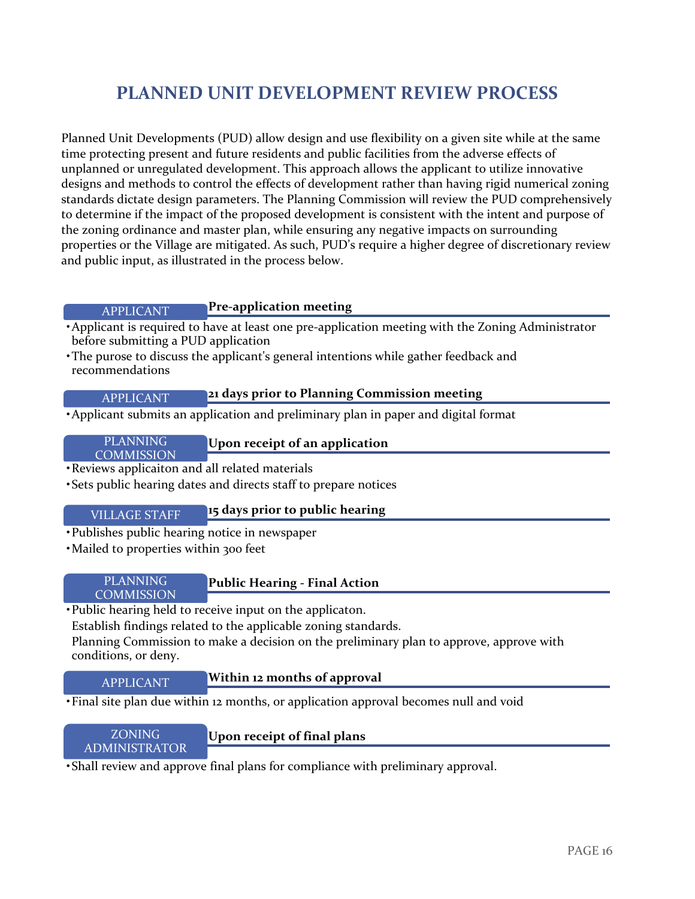# PLANNED UNIT DEVELOPMENT REVIEW PROCESS

Planned Unit Developments (PUD) allow design and use flexibility on a given site while at the same time protecting present and future residents and public facilities from the adverse effects of unplanned or unregulated development. This approach allows the applicant to utilize innovative designs and methods to control the effects of development rather than having rigid numerical zoning standards dictate design parameters. The Planning Commission will review the PUD comprehensively to determine if the impact of the proposed development is consistent with the intent and purpose of the zoning ordinance and master plan, while ensuring any negative impacts on surrounding properties or the Village are mitigated. As such, PUD's require a higher degree of discretionary review and public input, as illustrated in the process below.

**APPLICANT** — **Pre-application meeting**

- Applicant is required to have at least one pre-application meeting with the Zoning Administrator before submitting a PUD application
- The purose to discuss the applicant's general intentions while gather feedback and recommendations

**APPLICANT** — **21 days prior to Planning Commission meeting**

- Applicant submits an application and preliminary plan in paper and digital format

**PLANNING COMMISSION** — **Upon receipt of an application**

- Reviews applicaiton and all related materials
- Sets public hearing dates and directs staff to prepare notices

**VILLAGE STAFF** — **15 days prior to public hearing**

- Publishes public hearing notice in newspaper
- Mailed to properties within 300 feet

**PLANNING COMMISSION** — **Public Hearing - Final Action**

- Public hearing held to receive input on the applicaton.
  Establish findings related to the applicable zoning standards.
  Planning Commission to make a decision on the preliminary plan to approve, approve with conditions, or deny.

**APPLICANT** — **Within 12 months of approval**

- Final site plan due within 12 months, or application approval becomes null and void

**ZONING ADMINISTRATOR** — **Upon receipt of final plans**

- Shall review and approve final plans for compliance with preliminary approval.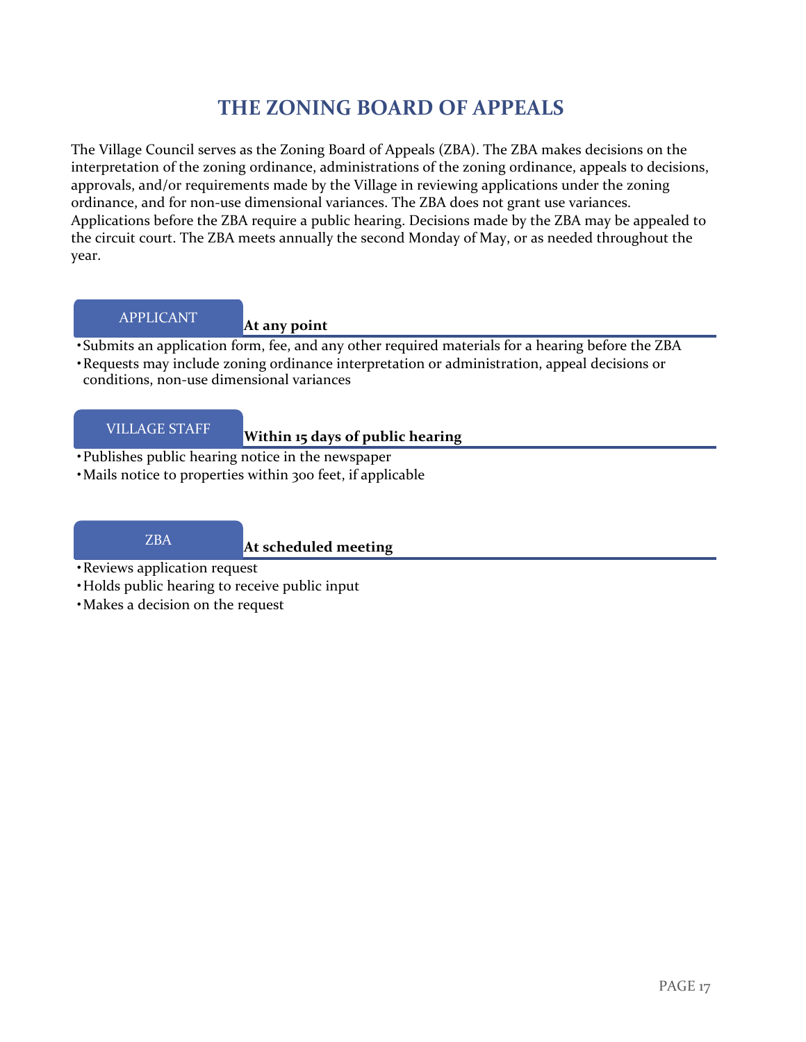# THE ZONING BOARD OF APPEALS

The Village Council serves as the Zoning Board of Appeals (ZBA). The ZBA makes decisions on the interpretation of the zoning ordinance, administrations of the zoning ordinance, appeals to decisions, approvals, and/or requirements made by the Village in reviewing applications under the zoning ordinance, and for non-use dimensional variances. The ZBA does not grant use variances. Applications before the ZBA require a public hearing. Decisions made by the ZBA may be appealed to the circuit court. The ZBA meets annually the second Monday of May, or as needed throughout the year.

## APPLICANT — **At any point**

- Submits an application form, fee, and any other required materials for a hearing before the ZBA
- Requests may include zoning ordinance interpretation or administration, appeal decisions or conditions, non-use dimensional variances

## VILLAGE STAFF — **Within 15 days of public hearing**

- Publishes public hearing notice in the newspaper
- Mails notice to properties within 300 feet, if applicable

## ZBA — **At scheduled meeting**

- Reviews application request
- Holds public hearing to receive public input
- Makes a decision on the request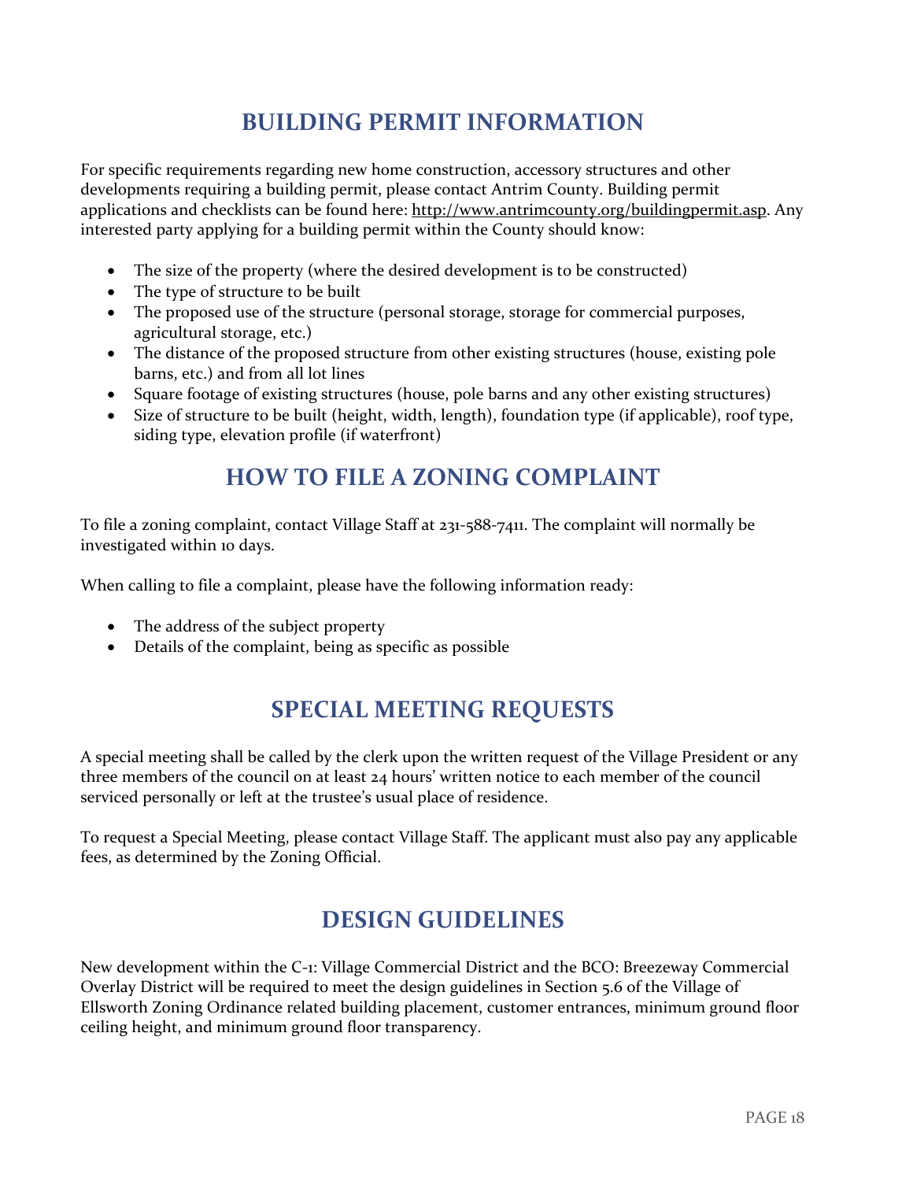## BUILDING PERMIT INFORMATION

For specific requirements regarding new home construction, accessory structures and other developments requiring a building permit, please contact Antrim County. Building permit applications and checklists can be found here: http://www.antrimcounty.org/buildingpermit.asp. Any interested party applying for a building permit within the County should know:

- The size of the property (where the desired development is to be constructed)
- The type of structure to be built
- The proposed use of the structure (personal storage, storage for commercial purposes, agricultural storage, etc.)
- The distance of the proposed structure from other existing structures (house, existing pole barns, etc.) and from all lot lines
- Square footage of existing structures (house, pole barns and any other existing structures)
- Size of structure to be built (height, width, length), foundation type (if applicable), roof type, siding type, elevation profile (if waterfront)

## HOW TO FILE A ZONING COMPLAINT

To file a zoning complaint, contact Village Staff at 231-588-7411. The complaint will normally be investigated within 10 days.

When calling to file a complaint, please have the following information ready:

- The address of the subject property
- Details of the complaint, being as specific as possible

## SPECIAL MEETING REQUESTS

A special meeting shall be called by the clerk upon the written request of the Village President or any three members of the council on at least 24 hours' written notice to each member of the council serviced personally or left at the trustee's usual place of residence.

To request a Special Meeting, please contact Village Staff. The applicant must also pay any applicable fees, as determined by the Zoning Official.

## DESIGN GUIDELINES

New development within the C-1: Village Commercial District and the BCO: Breezeway Commercial Overlay District will be required to meet the design guidelines in Section 5.6 of the Village of Ellsworth Zoning Ordinance related building placement, customer entrances, minimum ground floor ceiling height, and minimum ground floor transparency.